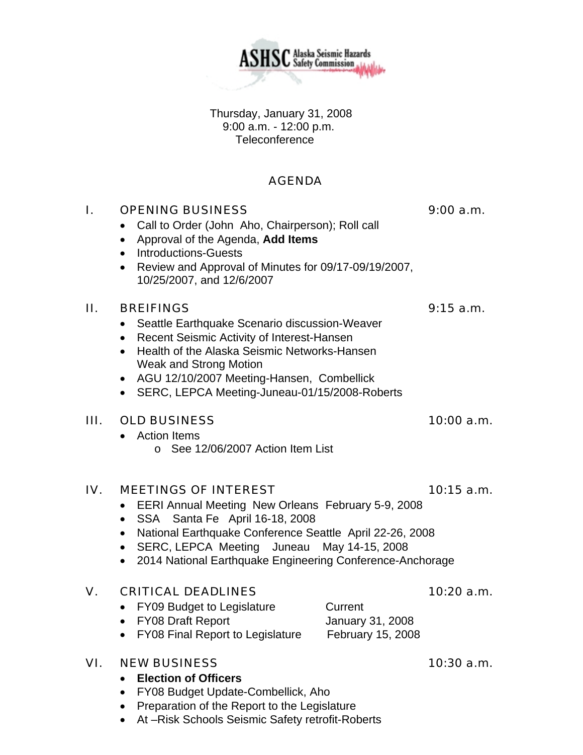ASHSC Alaska Seismic Hazards Safety Commission

Thursday, January 31, 2008
9:00 a.m. - 12:00 p.m.
Teleconference

# AGENDA

## I. OPENING BUSINESS — 9:00 a.m.

- Call to Order (John Aho, Chairperson); Roll call
- Approval of the Agenda, **Add Items**
- Introductions-Guests
- Review and Approval of Minutes for 09/17-09/19/2007, 10/25/2007, and 12/6/2007

## II. BREIFINGS — 9:15 a.m.

- Seattle Earthquake Scenario discussion-Weaver
- Recent Seismic Activity of Interest-Hansen
- Health of the Alaska Seismic Networks-Hansen Weak and Strong Motion
- AGU 12/10/2007 Meeting-Hansen, Combellick
- SERC, LEPCA Meeting-Juneau-01/15/2008-Roberts

## III. OLD BUSINESS — 10:00 a.m.

- Action Items
  - See 12/06/2007 Action Item List

## IV. MEETINGS OF INTEREST — 10:15 a.m.

- EERI Annual Meeting New Orleans February 5-9, 2008
- SSA Santa Fe April 16-18, 2008
- National Earthquake Conference Seattle April 22-26, 2008
- SERC, LEPCA Meeting Juneau May 14-15, 2008
- 2014 National Earthquake Engineering Conference-Anchorage

## V. CRITICAL DEADLINES — 10:20 a.m.

- FY09 Budget to Legislature — Current
- FY08 Draft Report — January 31, 2008
- FY08 Final Report to Legislature — February 15, 2008

## VI. NEW BUSINESS — 10:30 a.m.

- **Election of Officers**
- FY08 Budget Update-Combellick, Aho
- Preparation of the Report to the Legislature
- At –Risk Schools Seismic Safety retrofit-Roberts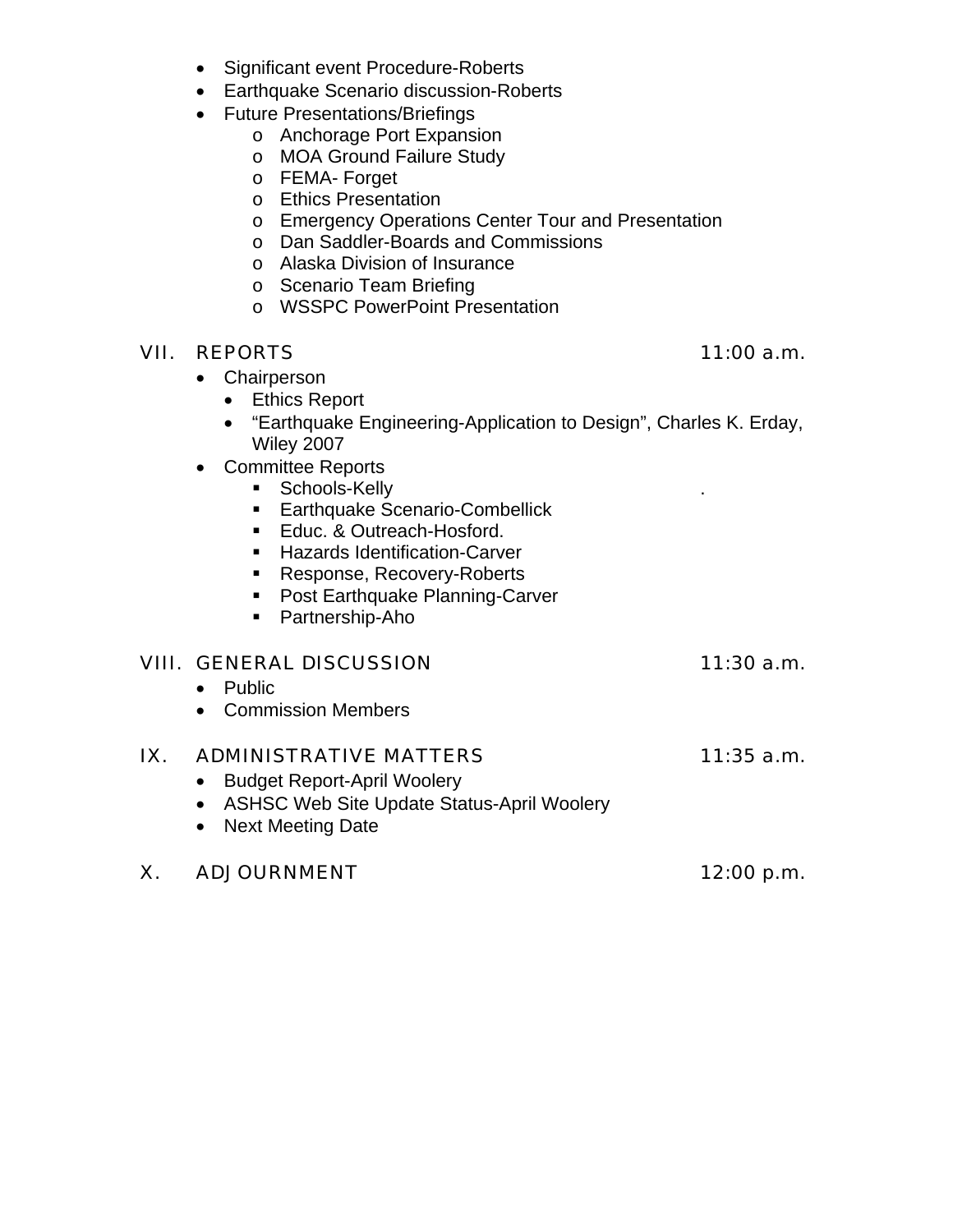- Significant event Procedure-Roberts
- Earthquake Scenario discussion-Roberts
- Future Presentations/Briefings
  - Anchorage Port Expansion
  - MOA Ground Failure Study
  - FEMA- Forget
  - Ethics Presentation
  - Emergency Operations Center Tour and Presentation
  - Dan Saddler-Boards and Commissions
  - Alaska Division of Insurance
  - Scenario Team Briefing
  - WSSPC PowerPoint Presentation

## VII. REPORTS 11:00 a.m.

- Chairperson
  - Ethics Report
  - "Earthquake Engineering-Application to Design", Charles K. Erday, Wiley 2007
- Committee Reports
  - Schools-Kelly .
  - Earthquake Scenario-Combellick
  - Educ. & Outreach-Hosford.
  - Hazards Identification-Carver
  - Response, Recovery-Roberts
  - Post Earthquake Planning-Carver
  - Partnership-Aho

## VIII. GENERAL DISCUSSION 11:30 a.m.

- Public
- Commission Members

## IX. ADMINISTRATIVE MATTERS 11:35 a.m.

- Budget Report-April Woolery
- ASHSC Web Site Update Status-April Woolery
- Next Meeting Date

## X. ADJOURNMENT 12:00 p.m.